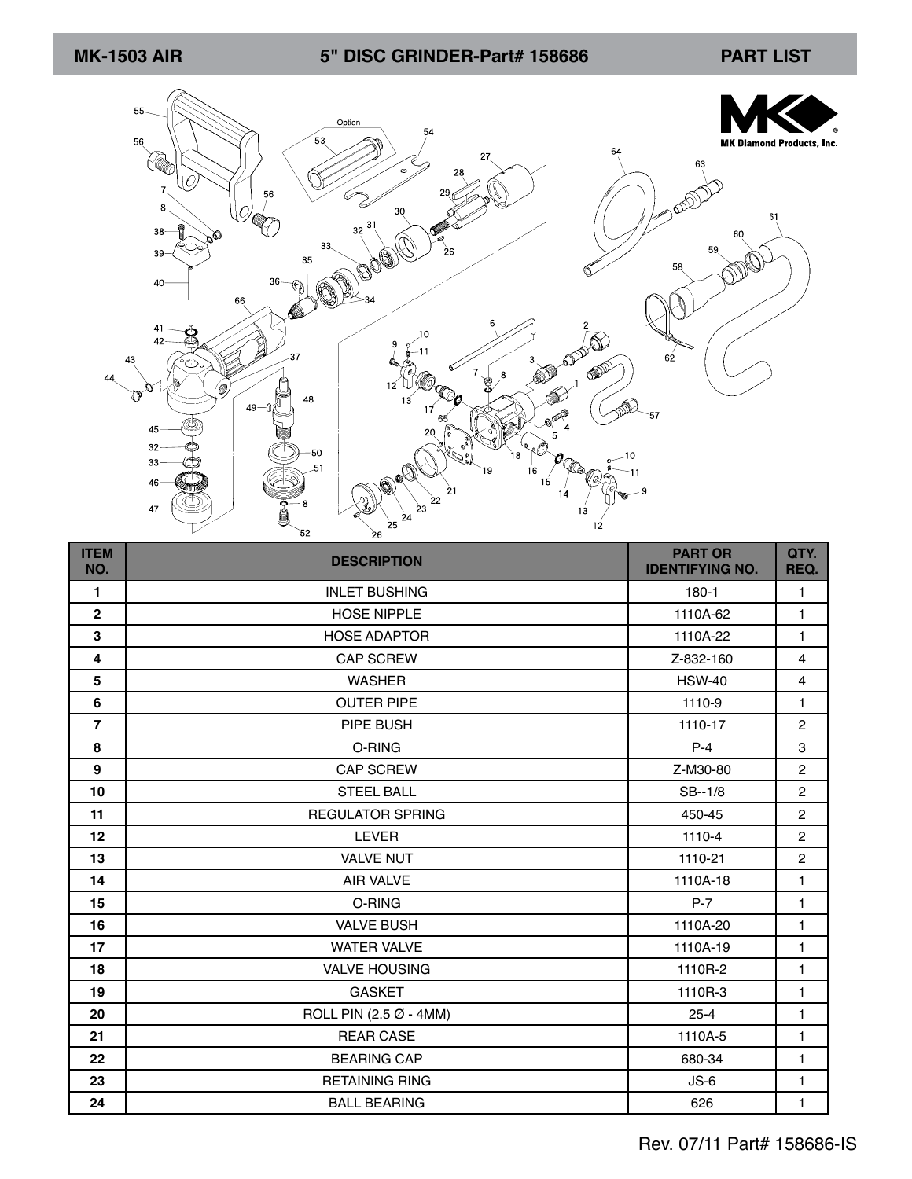# MK-1503 AIR 5" DISC GRINDER-Part# 158686 PART LIST

| ITEM NO. | DESCRIPTION | PART OR IDENTIFYING NO. | QTY. REQ. |
|---|---|---|---|
| 1 | INLET BUSHING | 180-1 | 1 |
| 2 | HOSE NIPPLE | 1110A-62 | 1 |
| 3 | HOSE ADAPTOR | 1110A-22 | 1 |
| 4 | CAP SCREW | Z-832-160 | 4 |
| 5 | WASHER | HSW-40 | 4 |
| 6 | OUTER PIPE | 1110-9 | 1 |
| 7 | PIPE BUSH | 1110-17 | 2 |
| 8 | O-RING | P-4 | 3 |
| 9 | CAP SCREW | Z-M30-80 | 2 |
| 10 | STEEL BALL | SB--1/8 | 2 |
| 11 | REGULATOR SPRING | 450-45 | 2 |
| 12 | LEVER | 1110-4 | 2 |
| 13 | VALVE NUT | 1110-21 | 2 |
| 14 | AIR VALVE | 1110A-18 | 1 |
| 15 | O-RING | P-7 | 1 |
| 16 | VALVE BUSH | 1110A-20 | 1 |
| 17 | WATER VALVE | 1110A-19 | 1 |
| 18 | VALVE HOUSING | 1110R-2 | 1 |
| 19 | GASKET | 1110R-3 | 1 |
| 20 | ROLL PIN (2.5 Ø - 4MM) | 25-4 | 1 |
| 21 | REAR CASE | 1110A-5 | 1 |
| 22 | BEARING CAP | 680-34 | 1 |
| 23 | RETAINING RING | JS-6 | 1 |
| 24 | BALL BEARING | 626 | 1 |

Rev. 07/11 Part# 158686-IS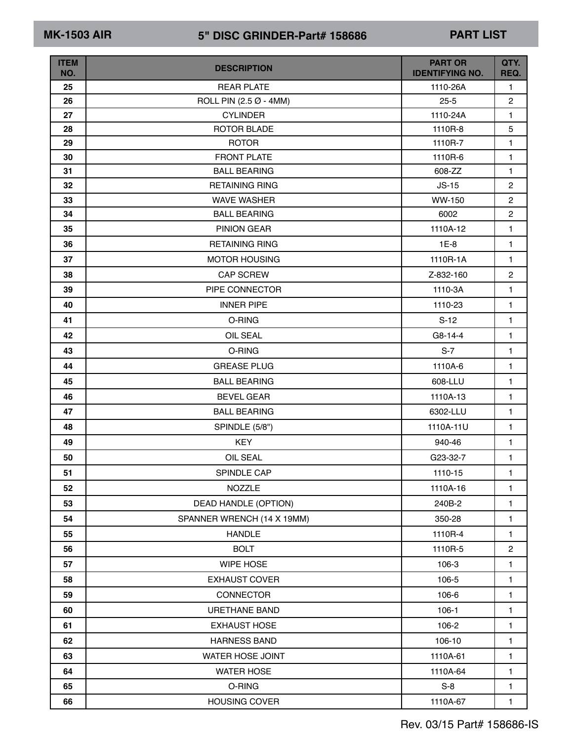| ITEM NO. | DESCRIPTION | PART OR IDENTIFYING NO. | QTY. REQ. |
|---|---|---|---|
| 25 | REAR PLATE | 1110-26A | 1 |
| 26 | ROLL PIN (2.5 Ø - 4MM) | 25-5 | 2 |
| 27 | CYLINDER | 1110-24A | 1 |
| 28 | ROTOR BLADE | 1110R-8 | 5 |
| 29 | ROTOR | 1110R-7 | 1 |
| 30 | FRONT PLATE | 1110R-6 | 1 |
| 31 | BALL BEARING | 608-ZZ | 1 |
| 32 | RETAINING RING | JS-15 | 2 |
| 33 | WAVE WASHER | WW-150 | 2 |
| 34 | BALL BEARING | 6002 | 2 |
| 35 | PINION GEAR | 1110A-12 | 1 |
| 36 | RETAINING RING | 1E-8 | 1 |
| 37 | MOTOR HOUSING | 1110R-1A | 1 |
| 38 | CAP SCREW | Z-832-160 | 2 |
| 39 | PIPE CONNECTOR | 1110-3A | 1 |
| 40 | INNER PIPE | 1110-23 | 1 |
| 41 | O-RING | S-12 | 1 |
| 42 | OIL SEAL | G8-14-4 | 1 |
| 43 | O-RING | S-7 | 1 |
| 44 | GREASE PLUG | 1110A-6 | 1 |
| 45 | BALL BEARING | 608-LLU | 1 |
| 46 | BEVEL GEAR | 1110A-13 | 1 |
| 47 | BALL BEARING | 6302-LLU | 1 |
| 48 | SPINDLE (5/8") | 1110A-11U | 1 |
| 49 | KEY | 940-46 | 1 |
| 50 | OIL SEAL | G23-32-7 | 1 |
| 51 | SPINDLE CAP | 1110-15 | 1 |
| 52 | NOZZLE | 1110A-16 | 1 |
| 53 | DEAD HANDLE (OPTION) | 240B-2 | 1 |
| 54 | SPANNER WRENCH (14 X 19MM) | 350-28 | 1 |
| 55 | HANDLE | 1110R-4 | 1 |
| 56 | BOLT | 1110R-5 | 2 |
| 57 | WIPE HOSE | 106-3 | 1 |
| 58 | EXHAUST COVER | 106-5 | 1 |
| 59 | CONNECTOR | 106-6 | 1 |
| 60 | URETHANE BAND | 106-1 | 1 |
| 61 | EXHAUST HOSE | 106-2 | 1 |
| 62 | HARNESS BAND | 106-10 | 1 |
| 63 | WATER HOSE JOINT | 1110A-61 | 1 |
| 64 | WATER HOSE | 1110A-64 | 1 |
| 65 | O-RING | S-8 | 1 |
| 66 | HOUSING COVER | 1110A-67 | 1 |